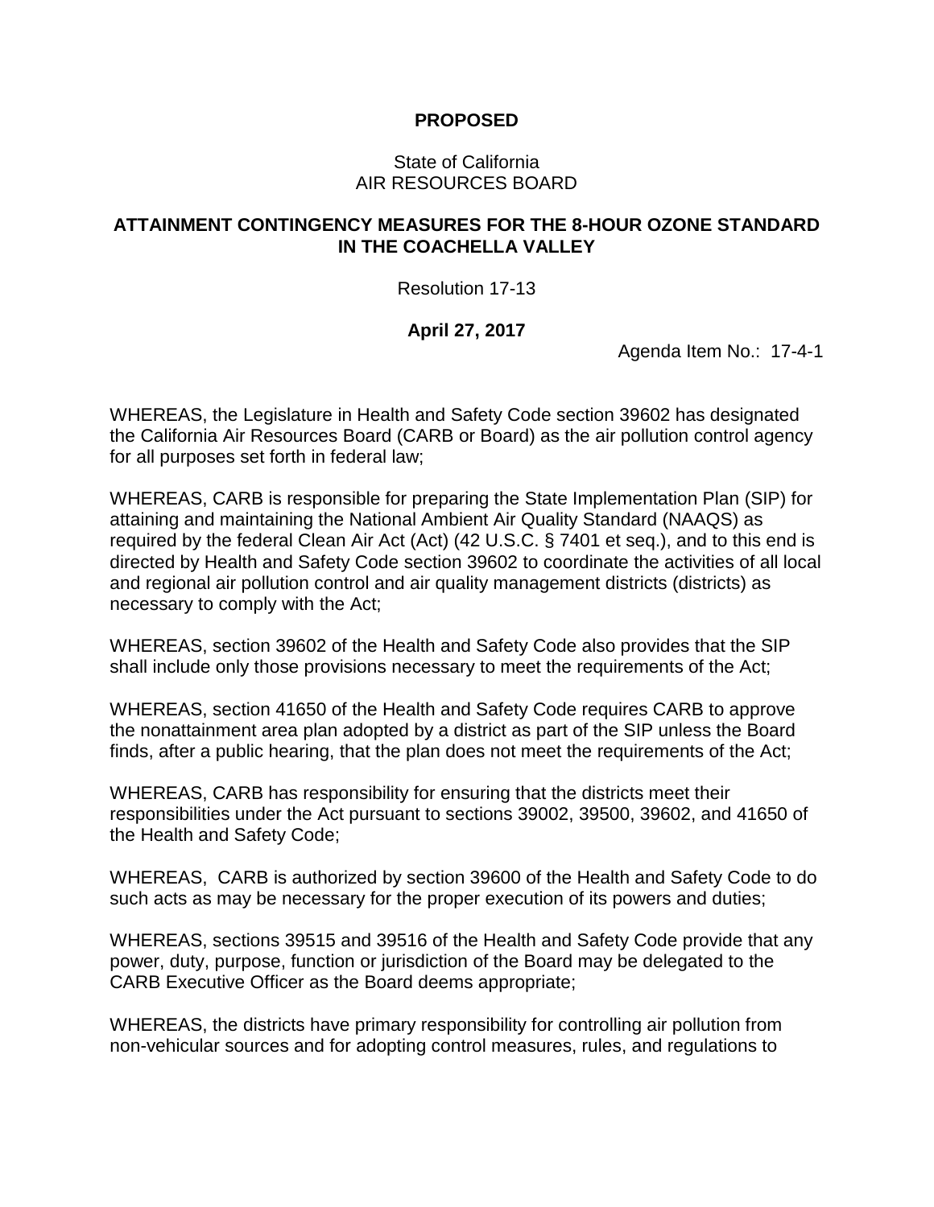**PROPOSED**

State of California
AIR RESOURCES BOARD

# ATTAINMENT CONTINGENCY MEASURES FOR THE 8-HOUR OZONE STANDARD IN THE COACHELLA VALLEY

Resolution 17-13

**April 27, 2017**

Agenda Item No.: 17-4-1

WHEREAS, the Legislature in Health and Safety Code section 39602 has designated the California Air Resources Board (CARB or Board) as the air pollution control agency for all purposes set forth in federal law;

WHEREAS, CARB is responsible for preparing the State Implementation Plan (SIP) for attaining and maintaining the National Ambient Air Quality Standard (NAAQS) as required by the federal Clean Air Act (Act) (42 U.S.C. § 7401 et seq.), and to this end is directed by Health and Safety Code section 39602 to coordinate the activities of all local and regional air pollution control and air quality management districts (districts) as necessary to comply with the Act;

WHEREAS, section 39602 of the Health and Safety Code also provides that the SIP shall include only those provisions necessary to meet the requirements of the Act;

WHEREAS, section 41650 of the Health and Safety Code requires CARB to approve the nonattainment area plan adopted by a district as part of the SIP unless the Board finds, after a public hearing, that the plan does not meet the requirements of the Act;

WHEREAS, CARB has responsibility for ensuring that the districts meet their responsibilities under the Act pursuant to sections 39002, 39500, 39602, and 41650 of the Health and Safety Code;

WHEREAS, CARB is authorized by section 39600 of the Health and Safety Code to do such acts as may be necessary for the proper execution of its powers and duties;

WHEREAS, sections 39515 and 39516 of the Health and Safety Code provide that any power, duty, purpose, function or jurisdiction of the Board may be delegated to the CARB Executive Officer as the Board deems appropriate;

WHEREAS, the districts have primary responsibility for controlling air pollution from non-vehicular sources and for adopting control measures, rules, and regulations to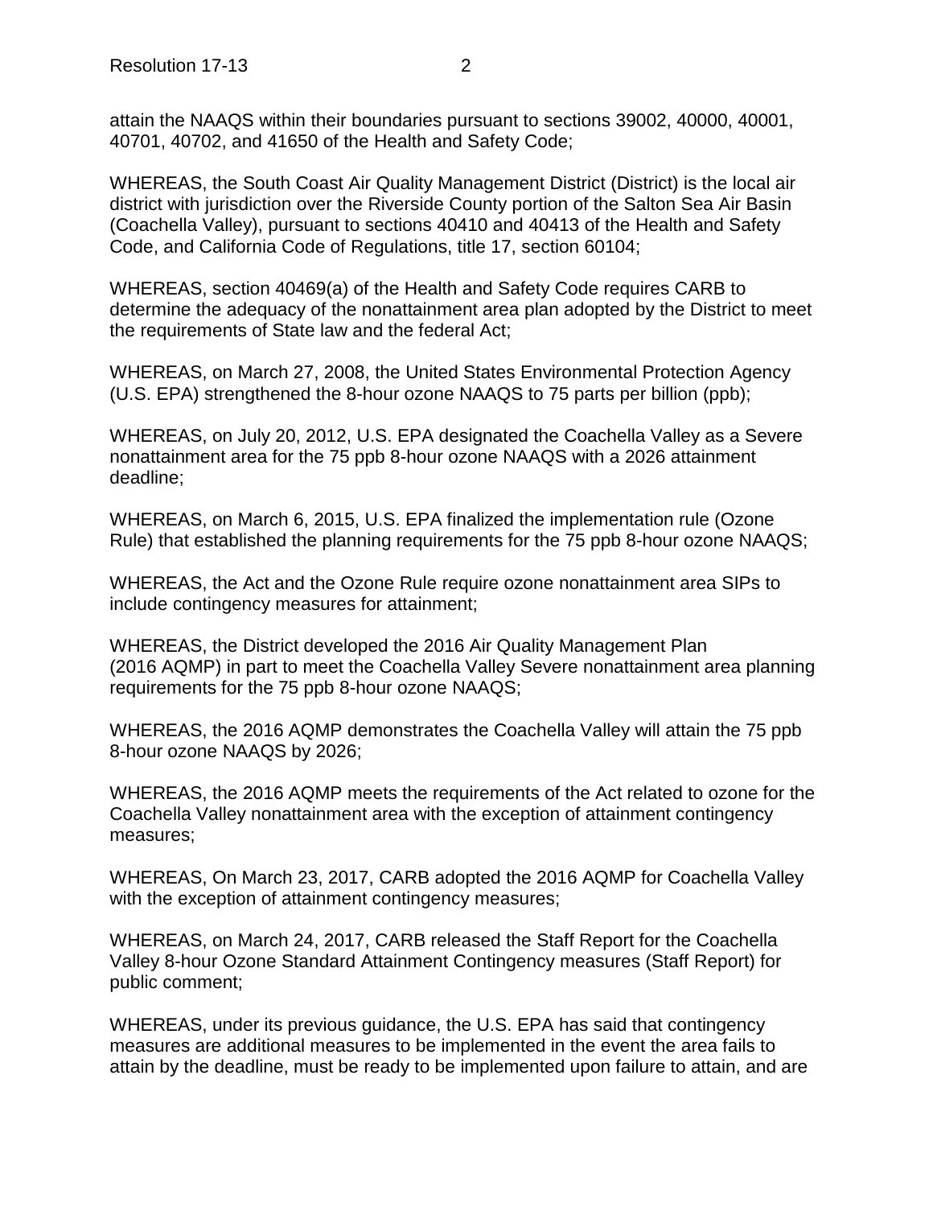attain the NAAQS within their boundaries pursuant to sections 39002, 40000, 40001, 40701, 40702, and 41650 of the Health and Safety Code;

WHEREAS, the South Coast Air Quality Management District (District) is the local air district with jurisdiction over the Riverside County portion of the Salton Sea Air Basin (Coachella Valley), pursuant to sections 40410 and 40413 of the Health and Safety Code, and California Code of Regulations, title 17, section 60104;

WHEREAS, section 40469(a) of the Health and Safety Code requires CARB to determine the adequacy of the nonattainment area plan adopted by the District to meet the requirements of State law and the federal Act;

WHEREAS, on March 27, 2008, the United States Environmental Protection Agency (U.S. EPA) strengthened the 8-hour ozone NAAQS to 75 parts per billion (ppb);

WHEREAS, on July 20, 2012, U.S. EPA designated the Coachella Valley as a Severe nonattainment area for the 75 ppb 8-hour ozone NAAQS with a 2026 attainment deadline;

WHEREAS, on March 6, 2015, U.S. EPA finalized the implementation rule (Ozone Rule) that established the planning requirements for the 75 ppb 8-hour ozone NAAQS;

WHEREAS, the Act and the Ozone Rule require ozone nonattainment area SIPs to include contingency measures for attainment;

WHEREAS, the District developed the 2016 Air Quality Management Plan (2016 AQMP) in part to meet the Coachella Valley Severe nonattainment area planning requirements for the 75 ppb 8-hour ozone NAAQS;

WHEREAS, the 2016 AQMP demonstrates the Coachella Valley will attain the 75 ppb 8-hour ozone NAAQS by 2026;

WHEREAS, the 2016 AQMP meets the requirements of the Act related to ozone for the Coachella Valley nonattainment area with the exception of attainment contingency measures;

WHEREAS, On March 23, 2017, CARB adopted the 2016 AQMP for Coachella Valley with the exception of attainment contingency measures;

WHEREAS, on March 24, 2017, CARB released the Staff Report for the Coachella Valley 8-hour Ozone Standard Attainment Contingency measures (Staff Report) for public comment;

WHEREAS, under its previous guidance, the U.S. EPA has said that contingency measures are additional measures to be implemented in the event the area fails to attain by the deadline, must be ready to be implemented upon failure to attain, and are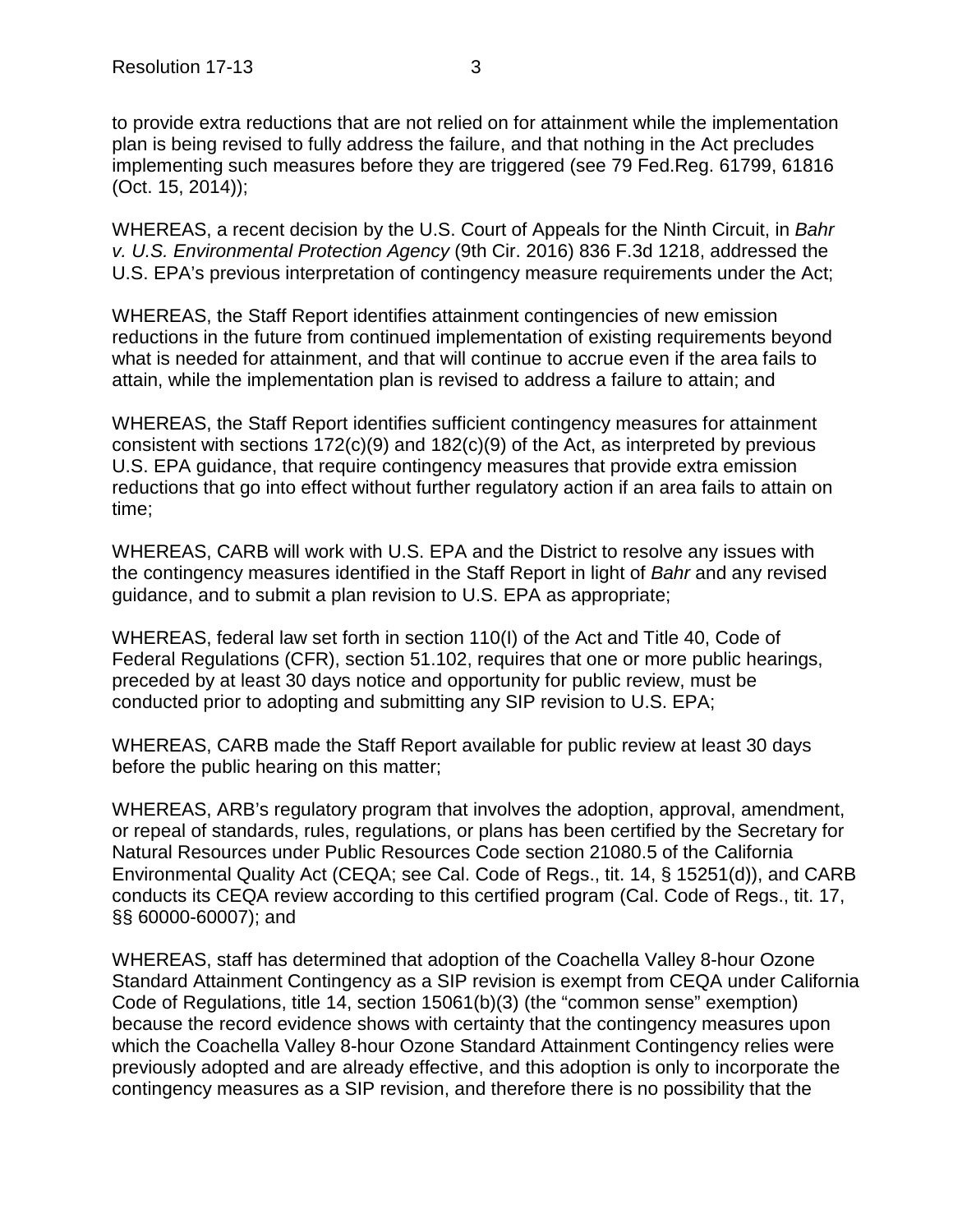to provide extra reductions that are not relied on for attainment while the implementation plan is being revised to fully address the failure, and that nothing in the Act precludes implementing such measures before they are triggered (see 79 Fed.Reg. 61799, 61816 (Oct. 15, 2014));

WHEREAS, a recent decision by the U.S. Court of Appeals for the Ninth Circuit, in *Bahr v. U.S. Environmental Protection Agency* (9th Cir. 2016) 836 F.3d 1218, addressed the U.S. EPA's previous interpretation of contingency measure requirements under the Act;

WHEREAS, the Staff Report identifies attainment contingencies of new emission reductions in the future from continued implementation of existing requirements beyond what is needed for attainment, and that will continue to accrue even if the area fails to attain, while the implementation plan is revised to address a failure to attain; and

WHEREAS, the Staff Report identifies sufficient contingency measures for attainment consistent with sections 172(c)(9) and 182(c)(9) of the Act, as interpreted by previous U.S. EPA guidance, that require contingency measures that provide extra emission reductions that go into effect without further regulatory action if an area fails to attain on time;

WHEREAS, CARB will work with U.S. EPA and the District to resolve any issues with the contingency measures identified in the Staff Report in light of *Bahr* and any revised guidance, and to submit a plan revision to U.S. EPA as appropriate;

WHEREAS, federal law set forth in section 110(l) of the Act and Title 40, Code of Federal Regulations (CFR), section 51.102, requires that one or more public hearings, preceded by at least 30 days notice and opportunity for public review, must be conducted prior to adopting and submitting any SIP revision to U.S. EPA;

WHEREAS, CARB made the Staff Report available for public review at least 30 days before the public hearing on this matter;

WHEREAS, ARB's regulatory program that involves the adoption, approval, amendment, or repeal of standards, rules, regulations, or plans has been certified by the Secretary for Natural Resources under Public Resources Code section 21080.5 of the California Environmental Quality Act (CEQA; see Cal. Code of Regs., tit. 14, § 15251(d)), and CARB conducts its CEQA review according to this certified program (Cal. Code of Regs., tit. 17, §§ 60000-60007); and

WHEREAS, staff has determined that adoption of the Coachella Valley 8-hour Ozone Standard Attainment Contingency as a SIP revision is exempt from CEQA under California Code of Regulations, title 14, section 15061(b)(3) (the "common sense" exemption) because the record evidence shows with certainty that the contingency measures upon which the Coachella Valley 8-hour Ozone Standard Attainment Contingency relies were previously adopted and are already effective, and this adoption is only to incorporate the contingency measures as a SIP revision, and therefore there is no possibility that the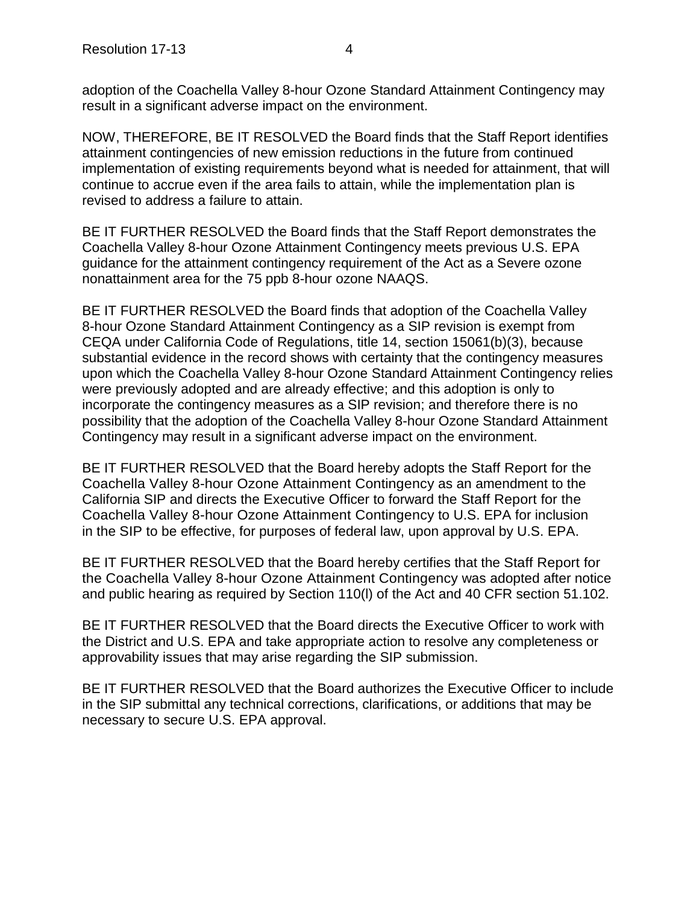adoption of the Coachella Valley 8-hour Ozone Standard Attainment Contingency may result in a significant adverse impact on the environment.

NOW, THEREFORE, BE IT RESOLVED the Board finds that the Staff Report identifies attainment contingencies of new emission reductions in the future from continued implementation of existing requirements beyond what is needed for attainment, that will continue to accrue even if the area fails to attain, while the implementation plan is revised to address a failure to attain.

BE IT FURTHER RESOLVED the Board finds that the Staff Report demonstrates the Coachella Valley 8-hour Ozone Attainment Contingency meets previous U.S. EPA guidance for the attainment contingency requirement of the Act as a Severe ozone nonattainment area for the 75 ppb 8-hour ozone NAAQS.

BE IT FURTHER RESOLVED the Board finds that adoption of the Coachella Valley 8-hour Ozone Standard Attainment Contingency as a SIP revision is exempt from CEQA under California Code of Regulations, title 14, section 15061(b)(3), because substantial evidence in the record shows with certainty that the contingency measures upon which the Coachella Valley 8-hour Ozone Standard Attainment Contingency relies were previously adopted and are already effective; and this adoption is only to incorporate the contingency measures as a SIP revision; and therefore there is no possibility that the adoption of the Coachella Valley 8-hour Ozone Standard Attainment Contingency may result in a significant adverse impact on the environment.

BE IT FURTHER RESOLVED that the Board hereby adopts the Staff Report for the Coachella Valley 8-hour Ozone Attainment Contingency as an amendment to the California SIP and directs the Executive Officer to forward the Staff Report for the Coachella Valley 8-hour Ozone Attainment Contingency to U.S. EPA for inclusion in the SIP to be effective, for purposes of federal law, upon approval by U.S. EPA.

BE IT FURTHER RESOLVED that the Board hereby certifies that the Staff Report for the Coachella Valley 8-hour Ozone Attainment Contingency was adopted after notice and public hearing as required by Section 110(l) of the Act and 40 CFR section 51.102.

BE IT FURTHER RESOLVED that the Board directs the Executive Officer to work with the District and U.S. EPA and take appropriate action to resolve any completeness or approvability issues that may arise regarding the SIP submission.

BE IT FURTHER RESOLVED that the Board authorizes the Executive Officer to include in the SIP submittal any technical corrections, clarifications, or additions that may be necessary to secure U.S. EPA approval.